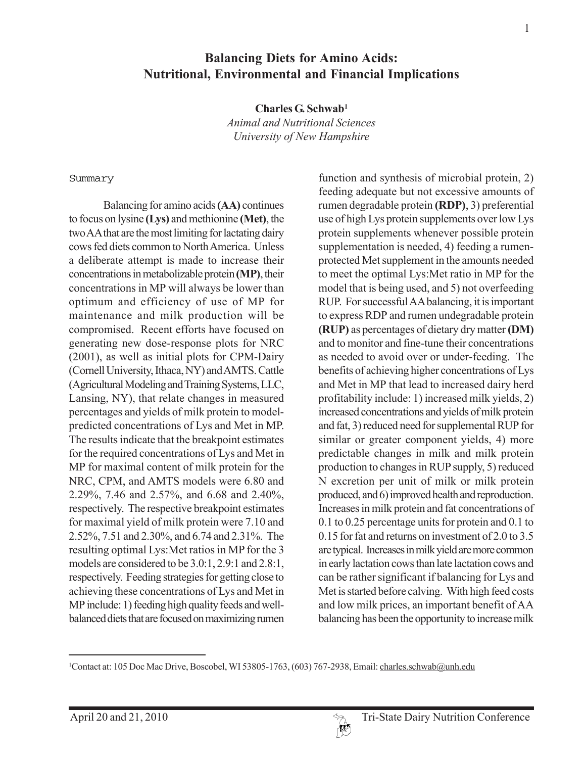# Balancing Diets for Amino Acids: Nutritional, Environmental and Financial Implications

**Charles G. Schwab**[1]

*Animal and Nutritional Sciences*
*University of New Hampshire*

## Summary

Balancing for amino acids **(AA)** continues to focus on lysine **(Lys)** and methionine **(Met)**, the two AA that are the most limiting for lactating dairy cows fed diets common to North America. Unless a deliberate attempt is made to increase their concentrations in metabolizable protein **(MP)**, their concentrations in MP will always be lower than optimum and efficiency of use of MP for maintenance and milk production will be compromised. Recent efforts have focused on generating new dose-response plots for NRC (2001), as well as initial plots for CPM-Dairy (Cornell University, Ithaca, NY) and AMTS. Cattle (Agricultural Modeling and Training Systems, LLC, Lansing, NY), that relate changes in measured percentages and yields of milk protein to model-predicted concentrations of Lys and Met in MP. The results indicate that the breakpoint estimates for the required concentrations of Lys and Met in MP for maximal content of milk protein for the NRC, CPM, and AMTS models were 6.80 and 2.29%, 7.46 and 2.57%, and 6.68 and 2.40%, respectively. The respective breakpoint estimates for maximal yield of milk protein were 7.10 and 2.52%, 7.51 and 2.30%, and 6.74 and 2.31%. The resulting optimal Lys:Met ratios in MP for the 3 models are considered to be 3.0:1, 2.9:1 and 2.8:1, respectively. Feeding strategies for getting close to achieving these concentrations of Lys and Met in MP include: 1) feeding high quality feeds and well-balanced diets that are focused on maximizing rumen function and synthesis of microbial protein, 2) feeding adequate but not excessive amounts of rumen degradable protein **(RDP)**, 3) preferential use of high Lys protein supplements over low Lys protein supplements whenever possible protein supplementation is needed, 4) feeding a rumen-protected Met supplement in the amounts needed to meet the optimal Lys:Met ratio in MP for the model that is being used, and 5) not overfeeding RUP. For successful AA balancing, it is important to express RDP and rumen undegradable protein **(RUP)** as percentages of dietary dry matter **(DM)** and to monitor and fine-tune their concentrations as needed to avoid over or under-feeding. The benefits of achieving higher concentrations of Lys and Met in MP that lead to increased dairy herd profitability include: 1) increased milk yields, 2) increased concentrations and yields of milk protein and fat, 3) reduced need for supplemental RUP for similar or greater component yields, 4) more predictable changes in milk and milk protein production to changes in RUP supply, 5) reduced N excretion per unit of milk or milk protein produced, and 6) improved health and reproduction. Increases in milk protein and fat concentrations of 0.1 to 0.25 percentage units for protein and 0.1 to 0.15 for fat and returns on investment of 2.0 to 3.5 are typical. Increases in milk yield are more common in early lactation cows than late lactation cows and can be rather significant if balancing for Lys and Met is started before calving. With high feed costs and low milk prices, an important benefit of AA balancing has been the opportunity to increase milk

---

[1]Contact at: 105 Doc Mac Drive, Boscobel, WI 53805-1763, (603) 767-2938, Email: charles.schwab@unh.edu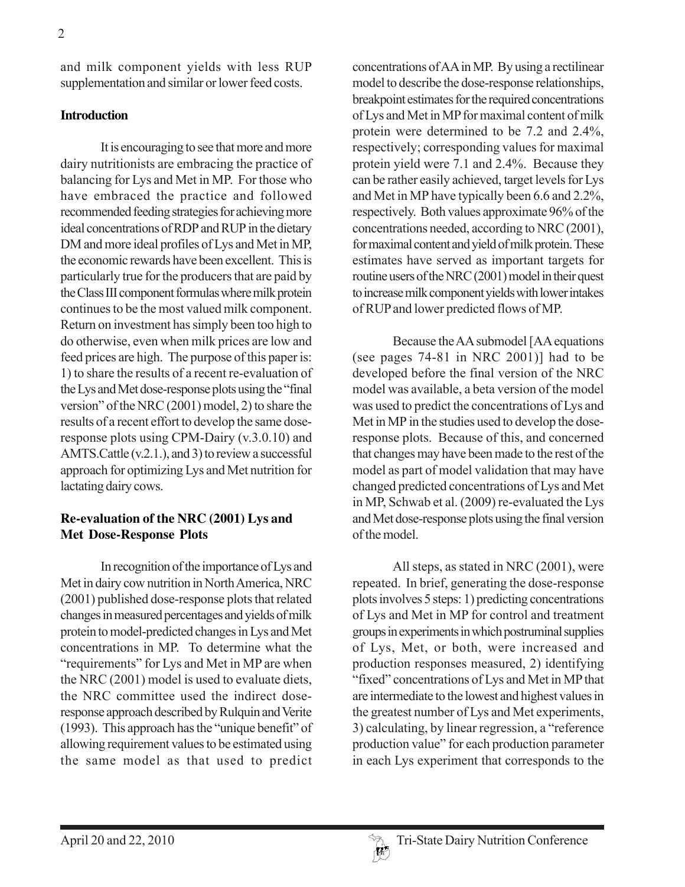and milk component yields with less RUP supplementation and similar or lower feed costs.

**Introduction**

It is encouraging to see that more and more dairy nutritionists are embracing the practice of balancing for Lys and Met in MP. For those who have embraced the practice and followed recommended feeding strategies for achieving more ideal concentrations of RDP and RUP in the dietary DM and more ideal profiles of Lys and Met in MP, the economic rewards have been excellent. This is particularly true for the producers that are paid by the Class III component formulas where milk protein continues to be the most valued milk component. Return on investment has simply been too high to do otherwise, even when milk prices are low and feed prices are high. The purpose of this paper is: 1) to share the results of a recent re-evaluation of the Lys and Met dose-response plots using the "final version" of the NRC (2001) model, 2) to share the results of a recent effort to develop the same dose-response plots using CPM-Dairy (v.3.0.10) and AMTS.Cattle (v.2.1.), and 3) to review a successful approach for optimizing Lys and Met nutrition for lactating dairy cows.

**Re-evaluation of the NRC (2001) Lys and Met Dose-Response Plots**

In recognition of the importance of Lys and Met in dairy cow nutrition in North America, NRC (2001) published dose-response plots that related changes in measured percentages and yields of milk protein to model-predicted changes in Lys and Met concentrations in MP. To determine what the "requirements" for Lys and Met in MP are when the NRC (2001) model is used to evaluate diets, the NRC committee used the indirect dose-response approach described by Rulquin and Verite (1993). This approach has the "unique benefit" of allowing requirement values to be estimated using the same model as that used to predict concentrations of AA in MP. By using a rectilinear model to describe the dose-response relationships, breakpoint estimates for the required concentrations of Lys and Met in MP for maximal content of milk protein were determined to be 7.2 and 2.4%, respectively; corresponding values for maximal protein yield were 7.1 and 2.4%. Because they can be rather easily achieved, target levels for Lys and Met in MP have typically been 6.6 and 2.2%, respectively. Both values approximate 96% of the concentrations needed, according to NRC (2001), for maximal content and yield of milk protein. These estimates have served as important targets for routine users of the NRC (2001) model in their quest to increase milk component yields with lower intakes of RUP and lower predicted flows of MP.

Because the AA submodel [AA equations (see pages 74-81 in NRC 2001)] had to be developed before the final version of the NRC model was available, a beta version of the model was used to predict the concentrations of Lys and Met in MP in the studies used to develop the dose-response plots. Because of this, and concerned that changes may have been made to the rest of the model as part of model validation that may have changed predicted concentrations of Lys and Met in MP, Schwab et al. (2009) re-evaluated the Lys and Met dose-response plots using the final version of the model.

All steps, as stated in NRC (2001), were repeated. In brief, generating the dose-response plots involves 5 steps: 1) predicting concentrations of Lys and Met in MP for control and treatment groups in experiments in which postruminal supplies of Lys, Met, or both, were increased and production responses measured, 2) identifying "fixed" concentrations of Lys and Met in MP that are intermediate to the lowest and highest values in the greatest number of Lys and Met experiments, 3) calculating, by linear regression, a "reference production value" for each production parameter in each Lys experiment that corresponds to the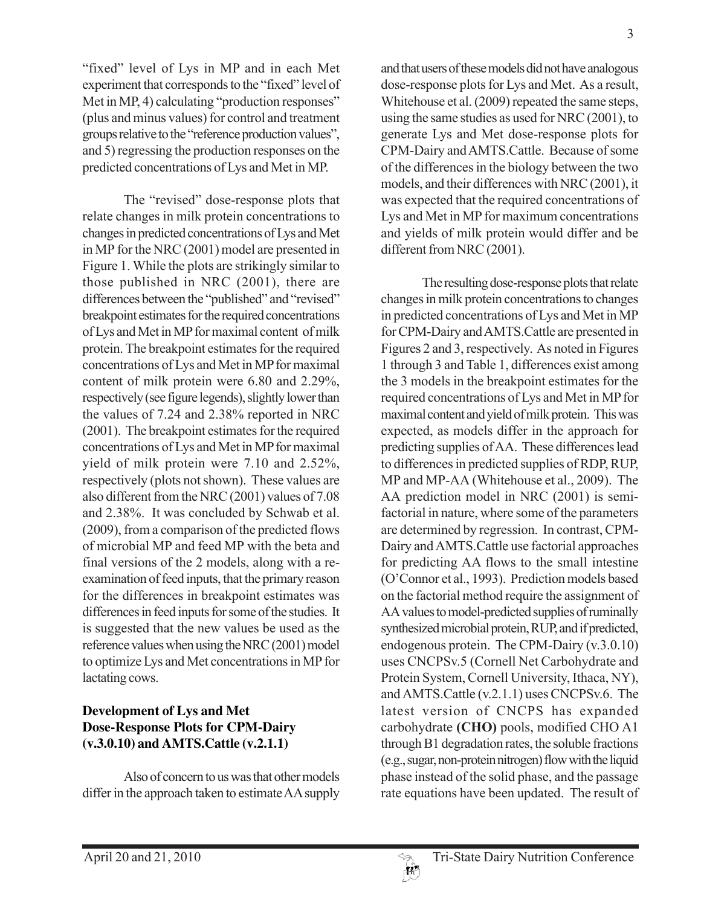"fixed" level of Lys in MP and in each Met experiment that corresponds to the "fixed" level of Met in MP, 4) calculating "production responses" (plus and minus values) for control and treatment groups relative to the "reference production values", and 5) regressing the production responses on the predicted concentrations of Lys and Met in MP.

The "revised" dose-response plots that relate changes in milk protein concentrations to changes in predicted concentrations of Lys and Met in MP for the NRC (2001) model are presented in Figure 1. While the plots are strikingly similar to those published in NRC (2001), there are differences between the "published" and "revised" breakpoint estimates for the required concentrations of Lys and Met in MP for maximal content of milk protein. The breakpoint estimates for the required concentrations of Lys and Met in MP for maximal content of milk protein were 6.80 and 2.29%, respectively (see figure legends), slightly lower than the values of 7.24 and 2.38% reported in NRC (2001). The breakpoint estimates for the required concentrations of Lys and Met in MP for maximal yield of milk protein were 7.10 and 2.52%, respectively (plots not shown). These values are also different from the NRC (2001) values of 7.08 and 2.38%. It was concluded by Schwab et al. (2009), from a comparison of the predicted flows of microbial MP and feed MP with the beta and final versions of the 2 models, along with a re-examination of feed inputs, that the primary reason for the differences in breakpoint estimates was differences in feed inputs for some of the studies. It is suggested that the new values be used as the reference values when using the NRC (2001) model to optimize Lys and Met concentrations in MP for lactating cows.

## Development of Lys and Met Dose-Response Plots for CPM-Dairy (v.3.0.10) and AMTS.Cattle (v.2.1.1)

Also of concern to us was that other models differ in the approach taken to estimate AA supply and that users of these models did not have analogous dose-response plots for Lys and Met. As a result, Whitehouse et al. (2009) repeated the same steps, using the same studies as used for NRC (2001), to generate Lys and Met dose-response plots for CPM-Dairy and AMTS.Cattle. Because of some of the differences in the biology between the two models, and their differences with NRC (2001), it was expected that the required concentrations of Lys and Met in MP for maximum concentrations and yields of milk protein would differ and be different from NRC (2001).

The resulting dose-response plots that relate changes in milk protein concentrations to changes in predicted concentrations of Lys and Met in MP for CPM-Dairy and AMTS.Cattle are presented in Figures 2 and 3, respectively. As noted in Figures 1 through 3 and Table 1, differences exist among the 3 models in the breakpoint estimates for the required concentrations of Lys and Met in MP for maximal content and yield of milk protein. This was expected, as models differ in the approach for predicting supplies of AA. These differences lead to differences in predicted supplies of RDP, RUP, MP and MP-AA (Whitehouse et al., 2009). The AA prediction model in NRC (2001) is semi-factorial in nature, where some of the parameters are determined by regression. In contrast, CPM-Dairy and AMTS.Cattle use factorial approaches for predicting AA flows to the small intestine (O'Connor et al., 1993). Prediction models based on the factorial method require the assignment of AA values to model-predicted supplies of ruminally synthesized microbial protein, RUP, and if predicted, endogenous protein. The CPM-Dairy (v.3.0.10) uses CNCPSv.5 (Cornell Net Carbohydrate and Protein System, Cornell University, Ithaca, NY), and AMTS.Cattle (v.2.1.1) uses CNCPSv.6. The latest version of CNCPS has expanded carbohydrate **(CHO)** pools, modified CHO A1 through B1 degradation rates, the soluble fractions (e.g., sugar, non-protein nitrogen) flow with the liquid phase instead of the solid phase, and the passage rate equations have been updated. The result of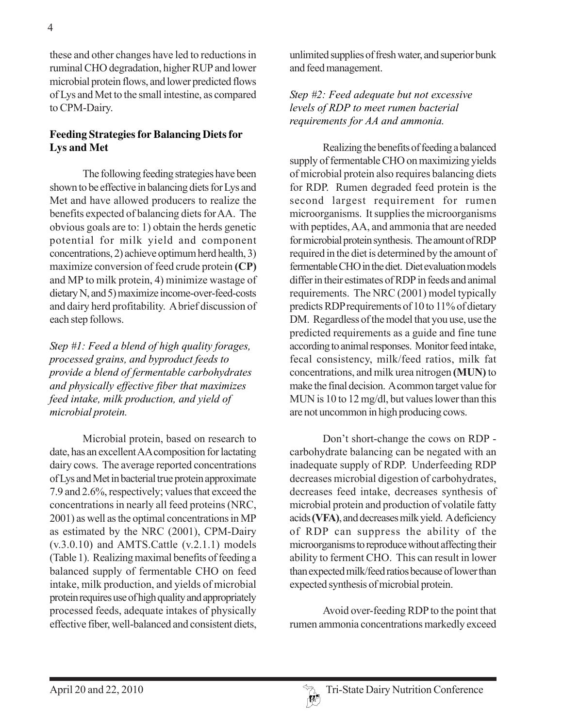these and other changes have led to reductions in ruminal CHO degradation, higher RUP and lower microbial protein flows, and lower predicted flows of Lys and Met to the small intestine, as compared to CPM-Dairy.

## Feeding Strategies for Balancing Diets for Lys and Met

The following feeding strategies have been shown to be effective in balancing diets for Lys and Met and have allowed producers to realize the benefits expected of balancing diets for AA. The obvious goals are to: 1) obtain the herds genetic potential for milk yield and component concentrations, 2) achieve optimum herd health, 3) maximize conversion of feed crude protein **(CP)** and MP to milk protein, 4) minimize wastage of dietary N, and 5) maximize income-over-feed-costs and dairy herd profitability. A brief discussion of each step follows.

*Step #1: Feed a blend of high quality forages, processed grains, and byproduct feeds to provide a blend of fermentable carbohydrates and physically effective fiber that maximizes feed intake, milk production, and yield of microbial protein.*

Microbial protein, based on research to date, has an excellent AA composition for lactating dairy cows. The average reported concentrations of Lys and Met in bacterial true protein approximate 7.9 and 2.6%, respectively; values that exceed the concentrations in nearly all feed proteins (NRC, 2001) as well as the optimal concentrations in MP as estimated by the NRC (2001), CPM-Dairy (v.3.0.10) and AMTS.Cattle (v.2.1.1) models (Table 1). Realizing maximal benefits of feeding a balanced supply of fermentable CHO on feed intake, milk production, and yields of microbial protein requires use of high quality and appropriately processed feeds, adequate intakes of physically effective fiber, well-balanced and consistent diets, unlimited supplies of fresh water, and superior bunk and feed management.

*Step #2: Feed adequate but not excessive levels of RDP to meet rumen bacterial requirements for AA and ammonia.*

Realizing the benefits of feeding a balanced supply of fermentable CHO on maximizing yields of microbial protein also requires balancing diets for RDP. Rumen degraded feed protein is the second largest requirement for rumen microorganisms. It supplies the microorganisms with peptides, AA, and ammonia that are needed for microbial protein synthesis. The amount of RDP required in the diet is determined by the amount of fermentable CHO in the diet. Diet evaluation models differ in their estimates of RDP in feeds and animal requirements. The NRC (2001) model typically predicts RDP requirements of 10 to 11% of dietary DM. Regardless of the model that you use, use the predicted requirements as a guide and fine tune according to animal responses. Monitor feed intake, fecal consistency, milk/feed ratios, milk fat concentrations, and milk urea nitrogen **(MUN)** to make the final decision. A common target value for MUN is 10 to 12 mg/dl, but values lower than this are not uncommon in high producing cows.

Don't short-change the cows on RDP - carbohydrate balancing can be negated with an inadequate supply of RDP. Underfeeding RDP decreases microbial digestion of carbohydrates, decreases feed intake, decreases synthesis of microbial protein and production of volatile fatty acids **(VFA)**, and decreases milk yield. A deficiency of RDP can suppress the ability of the microorganisms to reproduce without affecting their ability to ferment CHO. This can result in lower than expected milk/feed ratios because of lower than expected synthesis of microbial protein.

Avoid over-feeding RDP to the point that rumen ammonia concentrations markedly exceed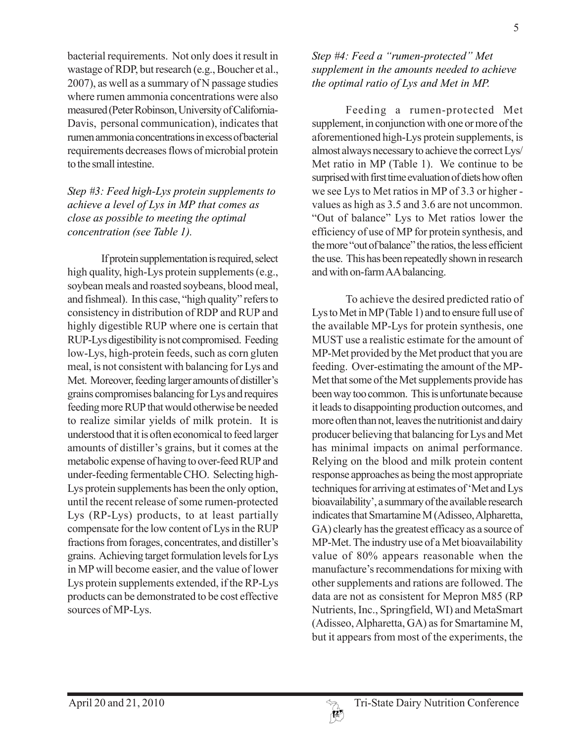bacterial requirements. Not only does it result in wastage of RDP, but research (e.g., Boucher et al., 2007), as well as a summary of N passage studies where rumen ammonia concentrations were also measured (Peter Robinson, University of California-Davis, personal communication), indicates that rumen ammonia concentrations in excess of bacterial requirements decreases flows of microbial protein to the small intestine.

*Step #3: Feed high-Lys protein supplements to achieve a level of Lys in MP that comes as close as possible to meeting the optimal concentration (see Table 1).*

If protein supplementation is required, select high quality, high-Lys protein supplements (e.g., soybean meals and roasted soybeans, blood meal, and fishmeal). In this case, "high quality" refers to consistency in distribution of RDP and RUP and highly digestible RUP where one is certain that RUP-Lys digestibility is not compromised. Feeding low-Lys, high-protein feeds, such as corn gluten meal, is not consistent with balancing for Lys and Met. Moreover, feeding larger amounts of distiller's grains compromises balancing for Lys and requires feeding more RUP that would otherwise be needed to realize similar yields of milk protein. It is understood that it is often economical to feed larger amounts of distiller's grains, but it comes at the metabolic expense of having to over-feed RUP and under-feeding fermentable CHO. Selecting high-Lys protein supplements has been the only option, until the recent release of some rumen-protected Lys (RP-Lys) products, to at least partially compensate for the low content of Lys in the RUP fractions from forages, concentrates, and distiller's grains. Achieving target formulation levels for Lys in MP will become easier, and the value of lower Lys protein supplements extended, if the RP-Lys products can be demonstrated to be cost effective sources of MP-Lys.

*Step #4: Feed a "rumen-protected" Met supplement in the amounts needed to achieve the optimal ratio of Lys and Met in MP.*

Feeding a rumen-protected Met supplement, in conjunction with one or more of the aforementioned high-Lys protein supplements, is almost always necessary to achieve the correct Lys/Met ratio in MP (Table 1). We continue to be surprised with first time evaluation of diets how often we see Lys to Met ratios in MP of 3.3 or higher - values as high as 3.5 and 3.6 are not uncommon. "Out of balance" Lys to Met ratios lower the efficiency of use of MP for protein synthesis, and the more "out of balance" the ratios, the less efficient the use. This has been repeatedly shown in research and with on-farm AA balancing.

To achieve the desired predicted ratio of Lys to Met in MP (Table 1) and to ensure full use of the available MP-Lys for protein synthesis, one MUST use a realistic estimate for the amount of MP-Met provided by the Met product that you are feeding. Over-estimating the amount of the MP-Met that some of the Met supplements provide has been way too common. This is unfortunate because it leads to disappointing production outcomes, and more often than not, leaves the nutritionist and dairy producer believing that balancing for Lys and Met has minimal impacts on animal performance. Relying on the blood and milk protein content response approaches as being the most appropriate techniques for arriving at estimates of 'Met and Lys bioavailability', a summary of the available research indicates that Smartamine M (Adisseo, Alpharetta, GA) clearly has the greatest efficacy as a source of MP-Met. The industry use of a Met bioavailability value of 80% appears reasonable when the manufacture's recommendations for mixing with other supplements and rations are followed. The data are not as consistent for Mepron M85 (RP Nutrients, Inc., Springfield, WI) and MetaSmart (Adisseo, Alpharetta, GA) as for Smartamine M, but it appears from most of the experiments, the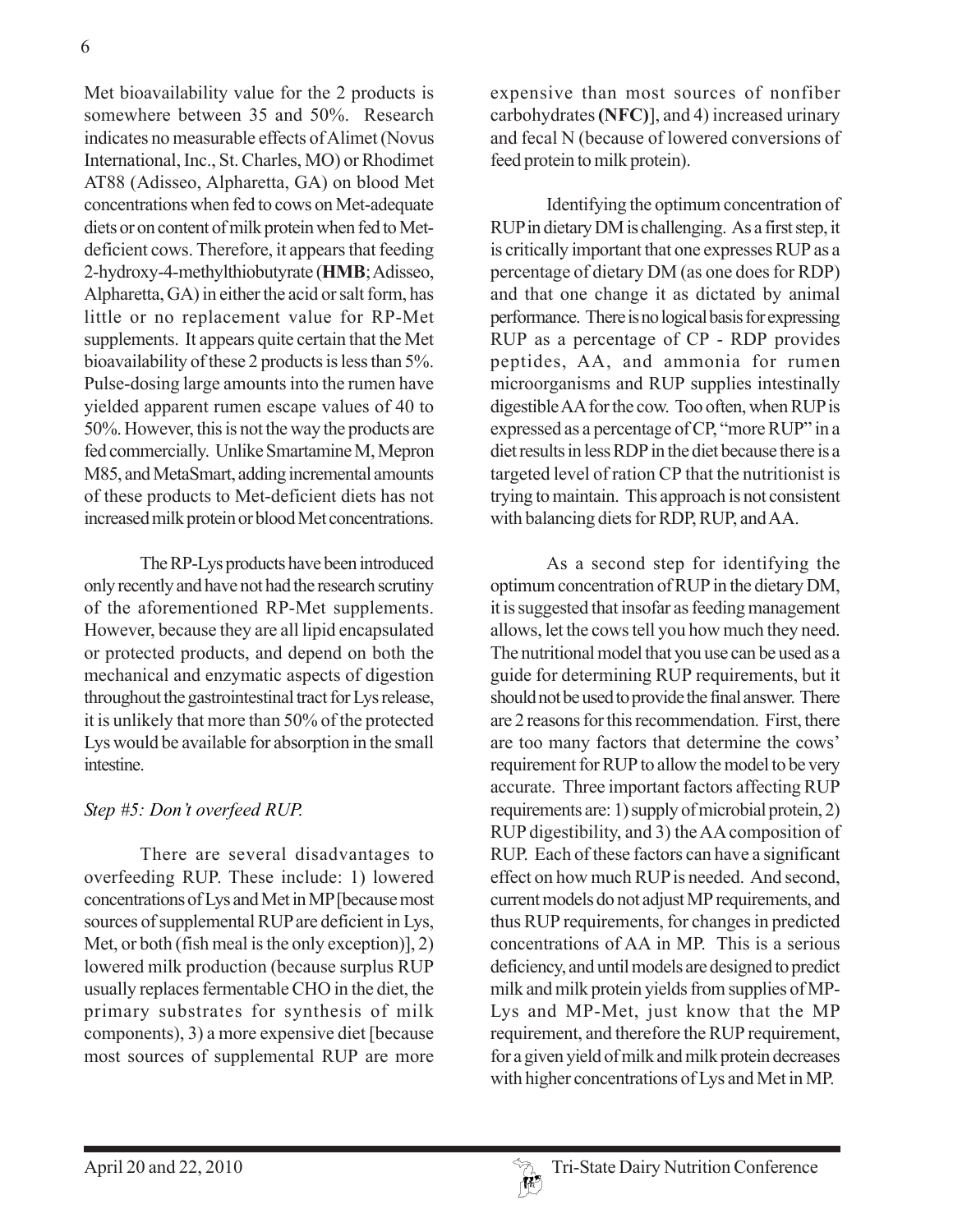Met bioavailability value for the 2 products is somewhere between 35 and 50%. Research indicates no measurable effects of Alimet (Novus International, Inc., St. Charles, MO) or Rhodimet AT88 (Adisseo, Alpharetta, GA) on blood Met concentrations when fed to cows on Met-adequate diets or on content of milk protein when fed to Met-deficient cows. Therefore, it appears that feeding 2-hydroxy-4-methylthiobutyrate (**HMB**; Adisseo, Alpharetta, GA) in either the acid or salt form, has little or no replacement value for RP-Met supplements. It appears quite certain that the Met bioavailability of these 2 products is less than 5%. Pulse-dosing large amounts into the rumen have yielded apparent rumen escape values of 40 to 50%. However, this is not the way the products are fed commercially. Unlike Smartamine M, Mepron M85, and MetaSmart, adding incremental amounts of these products to Met-deficient diets has not increased milk protein or blood Met concentrations.

The RP-Lys products have been introduced only recently and have not had the research scrutiny of the aforementioned RP-Met supplements. However, because they are all lipid encapsulated or protected products, and depend on both the mechanical and enzymatic aspects of digestion throughout the gastrointestinal tract for Lys release, it is unlikely that more than 50% of the protected Lys would be available for absorption in the small intestine.

*Step #5: Don't overfeed RUP.*

There are several disadvantages to overfeeding RUP. These include: 1) lowered concentrations of Lys and Met in MP [because most sources of supplemental RUP are deficient in Lys, Met, or both (fish meal is the only exception)], 2) lowered milk production (because surplus RUP usually replaces fermentable CHO in the diet, the primary substrates for synthesis of milk components), 3) a more expensive diet [because most sources of supplemental RUP are more expensive than most sources of nonfiber carbohydrates **(NFC)**], and 4) increased urinary and fecal N (because of lowered conversions of feed protein to milk protein).

Identifying the optimum concentration of RUP in dietary DM is challenging. As a first step, it is critically important that one expresses RUP as a percentage of dietary DM (as one does for RDP) and that one change it as dictated by animal performance. There is no logical basis for expressing RUP as a percentage of CP - RDP provides peptides, AA, and ammonia for rumen microorganisms and RUP supplies intestinally digestible AA for the cow. Too often, when RUP is expressed as a percentage of CP, "more RUP" in a diet results in less RDP in the diet because there is a targeted level of ration CP that the nutritionist is trying to maintain. This approach is not consistent with balancing diets for RDP, RUP, and AA.

As a second step for identifying the optimum concentration of RUP in the dietary DM, it is suggested that insofar as feeding management allows, let the cows tell you how much they need. The nutritional model that you use can be used as a guide for determining RUP requirements, but it should not be used to provide the final answer. There are 2 reasons for this recommendation. First, there are too many factors that determine the cows' requirement for RUP to allow the model to be very accurate. Three important factors affecting RUP requirements are: 1) supply of microbial protein, 2) RUP digestibility, and 3) the AA composition of RUP. Each of these factors can have a significant effect on how much RUP is needed. And second, current models do not adjust MP requirements, and thus RUP requirements, for changes in predicted concentrations of AA in MP. This is a serious deficiency, and until models are designed to predict milk and milk protein yields from supplies of MP-Lys and MP-Met, just know that the MP requirement, and therefore the RUP requirement, for a given yield of milk and milk protein decreases with higher concentrations of Lys and Met in MP.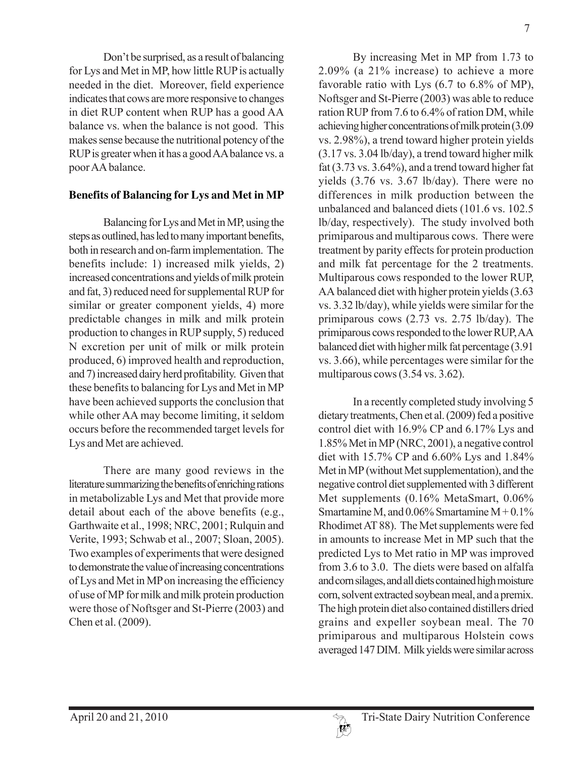Don't be surprised, as a result of balancing for Lys and Met in MP, how little RUP is actually needed in the diet. Moreover, field experience indicates that cows are more responsive to changes in diet RUP content when RUP has a good AA balance vs. when the balance is not good. This makes sense because the nutritional potency of the RUP is greater when it has a good AA balance vs. a poor AA balance.

**Benefits of Balancing for Lys and Met in MP**

Balancing for Lys and Met in MP, using the steps as outlined, has led to many important benefits, both in research and on-farm implementation. The benefits include: 1) increased milk yields, 2) increased concentrations and yields of milk protein and fat, 3) reduced need for supplemental RUP for similar or greater component yields, 4) more predictable changes in milk and milk protein production to changes in RUP supply, 5) reduced N excretion per unit of milk or milk protein produced, 6) improved health and reproduction, and 7) increased dairy herd profitability. Given that these benefits to balancing for Lys and Met in MP have been achieved supports the conclusion that while other AA may become limiting, it seldom occurs before the recommended target levels for Lys and Met are achieved.

There are many good reviews in the literature summarizing the benefits of enriching rations in metabolizable Lys and Met that provide more detail about each of the above benefits (e.g., Garthwaite et al., 1998; NRC, 2001; Rulquin and Verite, 1993; Schwab et al., 2007; Sloan, 2005). Two examples of experiments that were designed to demonstrate the value of increasing concentrations of Lys and Met in MP on increasing the efficiency of use of MP for milk and milk protein production were those of Noftsger and St-Pierre (2003) and Chen et al. (2009).

By increasing Met in MP from 1.73 to 2.09% (a 21% increase) to achieve a more favorable ratio with Lys (6.7 to 6.8% of MP), Noftsger and St-Pierre (2003) was able to reduce ration RUP from 7.6 to 6.4% of ration DM, while achieving higher concentrations of milk protein (3.09 vs. 2.98%), a trend toward higher protein yields (3.17 vs. 3.04 lb/day), a trend toward higher milk fat (3.73 vs. 3.64%), and a trend toward higher fat yields (3.76 vs. 3.67 lb/day). There were no differences in milk production between the unbalanced and balanced diets (101.6 vs. 102.5 lb/day, respectively). The study involved both primiparous and multiparous cows. There were treatment by parity effects for protein production and milk fat percentage for the 2 treatments. Multiparous cows responded to the lower RUP, AA balanced diet with higher protein yields (3.63 vs. 3.32 lb/day), while yields were similar for the primiparous cows (2.73 vs. 2.75 lb/day). The primiparous cows responded to the lower RUP, AA balanced diet with higher milk fat percentage (3.91 vs. 3.66), while percentages were similar for the multiparous cows (3.54 vs. 3.62).

In a recently completed study involving 5 dietary treatments, Chen et al. (2009) fed a positive control diet with 16.9% CP and 6.17% Lys and 1.85% Met in MP (NRC, 2001), a negative control diet with 15.7% CP and 6.60% Lys and 1.84% Met in MP (without Met supplementation), and the negative control diet supplemented with 3 different Met supplements (0.16% MetaSmart, 0.06% Smartamine M, and 0.06% Smartamine M + 0.1% Rhodimet AT 88). The Met supplements were fed in amounts to increase Met in MP such that the predicted Lys to Met ratio in MP was improved from 3.6 to 3.0. The diets were based on alfalfa and corn silages, and all diets contained high moisture corn, solvent extracted soybean meal, and a premix. The high protein diet also contained distillers dried grains and expeller soybean meal. The 70 primiparous and multiparous Holstein cows averaged 147 DIM. Milk yields were similar across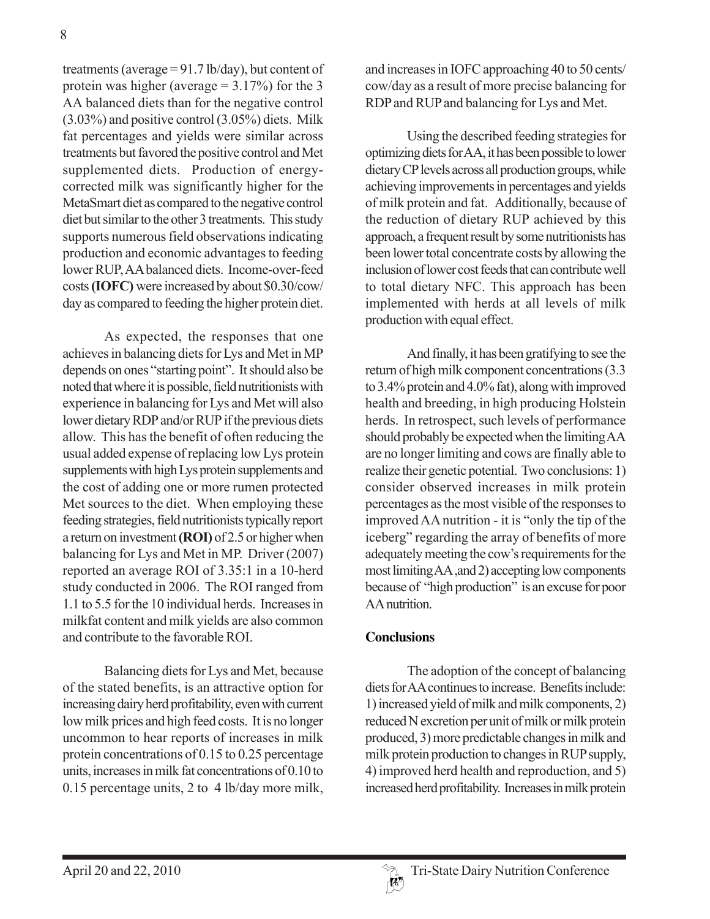treatments (average = 91.7 lb/day), but content of protein was higher (average = 3.17%) for the 3 AA balanced diets than for the negative control (3.03%) and positive control (3.05%) diets. Milk fat percentages and yields were similar across treatments but favored the positive control and Met supplemented diets. Production of energy-corrected milk was significantly higher for the MetaSmart diet as compared to the negative control diet but similar to the other 3 treatments. This study supports numerous field observations indicating production and economic advantages to feeding lower RUP, AA balanced diets. Income-over-feed costs **(IOFC)** were increased by about $0.30/cow/day as compared to feeding the higher protein diet.

As expected, the responses that one achieves in balancing diets for Lys and Met in MP depends on ones "starting point". It should also be noted that where it is possible, field nutritionists with experience in balancing for Lys and Met will also lower dietary RDP and/or RUP if the previous diets allow. This has the benefit of often reducing the usual added expense of replacing low Lys protein supplements with high Lys protein supplements and the cost of adding one or more rumen protected Met sources to the diet. When employing these feeding strategies, field nutritionists typically report a return on investment **(ROI)** of 2.5 or higher when balancing for Lys and Met in MP. Driver (2007) reported an average ROI of 3.35:1 in a 10-herd study conducted in 2006. The ROI ranged from 1.1 to 5.5 for the 10 individual herds. Increases in milkfat content and milk yields are also common and contribute to the favorable ROI.

Balancing diets for Lys and Met, because of the stated benefits, is an attractive option for increasing dairy herd profitability, even with current low milk prices and high feed costs. It is no longer uncommon to hear reports of increases in milk protein concentrations of 0.15 to 0.25 percentage units, increases in milk fat concentrations of 0.10 to 0.15 percentage units, 2 to 4 lb/day more milk, and increases in IOFC approaching 40 to 50 cents/cow/day as a result of more precise balancing for RDP and RUP and balancing for Lys and Met.

Using the described feeding strategies for optimizing diets for AA, it has been possible to lower dietary CP levels across all production groups, while achieving improvements in percentages and yields of milk protein and fat. Additionally, because of the reduction of dietary RUP achieved by this approach, a frequent result by some nutritionists has been lower total concentrate costs by allowing the inclusion of lower cost feeds that can contribute well to total dietary NFC. This approach has been implemented with herds at all levels of milk production with equal effect.

And finally, it has been gratifying to see the return of high milk component concentrations (3.3 to 3.4% protein and 4.0% fat), along with improved health and breeding, in high producing Holstein herds. In retrospect, such levels of performance should probably be expected when the limiting AA are no longer limiting and cows are finally able to realize their genetic potential. Two conclusions: 1) consider observed increases in milk protein percentages as the most visible of the responses to improved AA nutrition - it is "only the tip of the iceberg" regarding the array of benefits of more adequately meeting the cow's requirements for the most limiting AA ,and 2) accepting low components because of "high production" is an excuse for poor AA nutrition.

## Conclusions

The adoption of the concept of balancing diets for AA continues to increase. Benefits include: 1) increased yield of milk and milk components, 2) reduced N excretion per unit of milk or milk protein produced, 3) more predictable changes in milk and milk protein production to changes in RUP supply, 4) improved herd health and reproduction, and 5) increased herd profitability. Increases in milk protein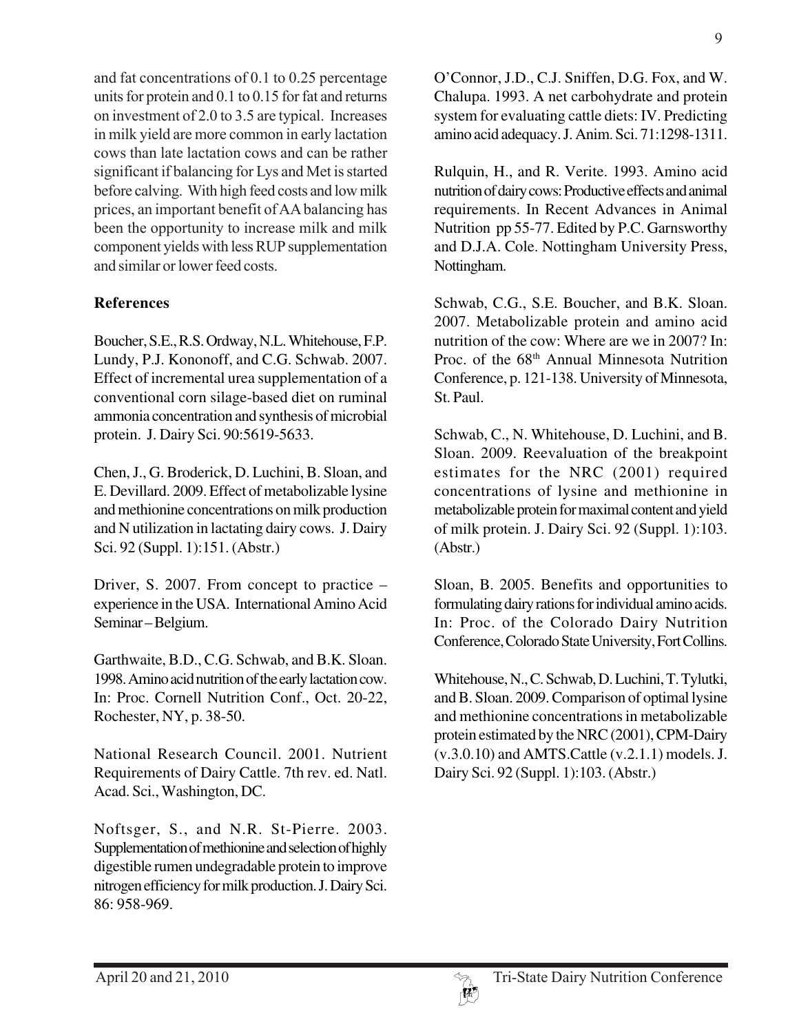and fat concentrations of 0.1 to 0.25 percentage units for protein and 0.1 to 0.15 for fat and returns on investment of 2.0 to 3.5 are typical. Increases in milk yield are more common in early lactation cows than late lactation cows and can be rather significant if balancing for Lys and Met is started before calving. With high feed costs and low milk prices, an important benefit of AA balancing has been the opportunity to increase milk and milk component yields with less RUP supplementation and similar or lower feed costs.

## References

Boucher, S.E., R.S. Ordway, N.L. Whitehouse, F.P. Lundy, P.J. Kononoff, and C.G. Schwab. 2007. Effect of incremental urea supplementation of a conventional corn silage-based diet on ruminal ammonia concentration and synthesis of microbial protein. J. Dairy Sci. 90:5619-5633.

Chen, J., G. Broderick, D. Luchini, B. Sloan, and E. Devillard. 2009. Effect of metabolizable lysine and methionine concentrations on milk production and N utilization in lactating dairy cows. J. Dairy Sci. 92 (Suppl. 1):151. (Abstr.)

Driver, S. 2007. From concept to practice – experience in the USA. International Amino Acid Seminar – Belgium.

Garthwaite, B.D., C.G. Schwab, and B.K. Sloan. 1998. Amino acid nutrition of the early lactation cow. In: Proc. Cornell Nutrition Conf., Oct. 20-22, Rochester, NY, p. 38-50.

National Research Council. 2001. Nutrient Requirements of Dairy Cattle. 7th rev. ed. Natl. Acad. Sci., Washington, DC.

Noftsger, S., and N.R. St-Pierre. 2003. Supplementation of methionine and selection of highly digestible rumen undegradable protein to improve nitrogen efficiency for milk production. J. Dairy Sci. 86: 958-969.

O'Connor, J.D., C.J. Sniffen, D.G. Fox, and W. Chalupa. 1993. A net carbohydrate and protein system for evaluating cattle diets: IV. Predicting amino acid adequacy. J. Anim. Sci. 71:1298-1311.

Rulquin, H., and R. Verite. 1993. Amino acid nutrition of dairy cows: Productive effects and animal requirements. In Recent Advances in Animal Nutrition pp 55-77. Edited by P.C. Garnsworthy and D.J.A. Cole. Nottingham University Press, Nottingham.

Schwab, C.G., S.E. Boucher, and B.K. Sloan. 2007. Metabolizable protein and amino acid nutrition of the cow: Where are we in 2007? In: Proc. of the 68th Annual Minnesota Nutrition Conference, p. 121-138. University of Minnesota, St. Paul.

Schwab, C., N. Whitehouse, D. Luchini, and B. Sloan. 2009. Reevaluation of the breakpoint estimates for the NRC (2001) required concentrations of lysine and methionine in metabolizable protein for maximal content and yield of milk protein. J. Dairy Sci. 92 (Suppl. 1):103. (Abstr.)

Sloan, B. 2005. Benefits and opportunities to formulating dairy rations for individual amino acids. In: Proc. of the Colorado Dairy Nutrition Conference, Colorado State University, Fort Collins.

Whitehouse, N., C. Schwab, D. Luchini, T. Tylutki, and B. Sloan. 2009. Comparison of optimal lysine and methionine concentrations in metabolizable protein estimated by the NRC (2001), CPM-Dairy (v.3.0.10) and AMTS.Cattle (v.2.1.1) models. J. Dairy Sci. 92 (Suppl. 1):103. (Abstr.)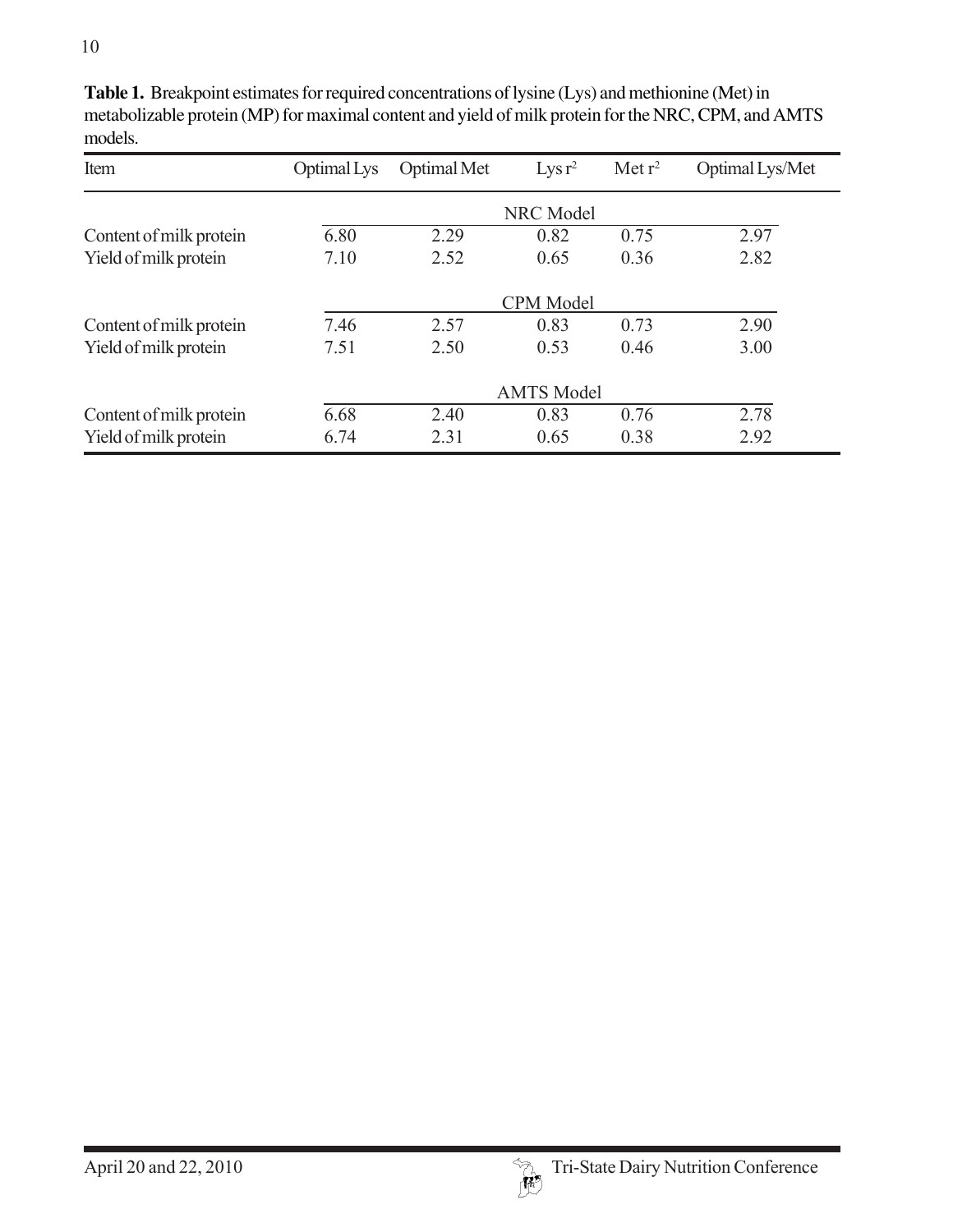**Table 1.** Breakpoint estimates for required concentrations of lysine (Lys) and methionine (Met) in metabolizable protein (MP) for maximal content and yield of milk protein for the NRC, CPM, and AMTS models.

| Item | Optimal Lys | Optimal Met | Lys $r^2$ | Met $r^2$ | Optimal Lys/Met |
|---|---|---|---|---|---|
| | | | NRC Model | | |
| Content of milk protein | 6.80 | 2.29 | 0.82 | 0.75 | 2.97 |
| Yield of milk protein | 7.10 | 2.52 | 0.65 | 0.36 | 2.82 |
| | | | CPM Model | | |
| Content of milk protein | 7.46 | 2.57 | 0.83 | 0.73 | 2.90 |
| Yield of milk protein | 7.51 | 2.50 | 0.53 | 0.46 | 3.00 |
| | | | AMTS Model | | |
| Content of milk protein | 6.68 | 2.40 | 0.83 | 0.76 | 2.78 |
| Yield of milk protein | 6.74 | 2.31 | 0.65 | 0.38 | 2.92 |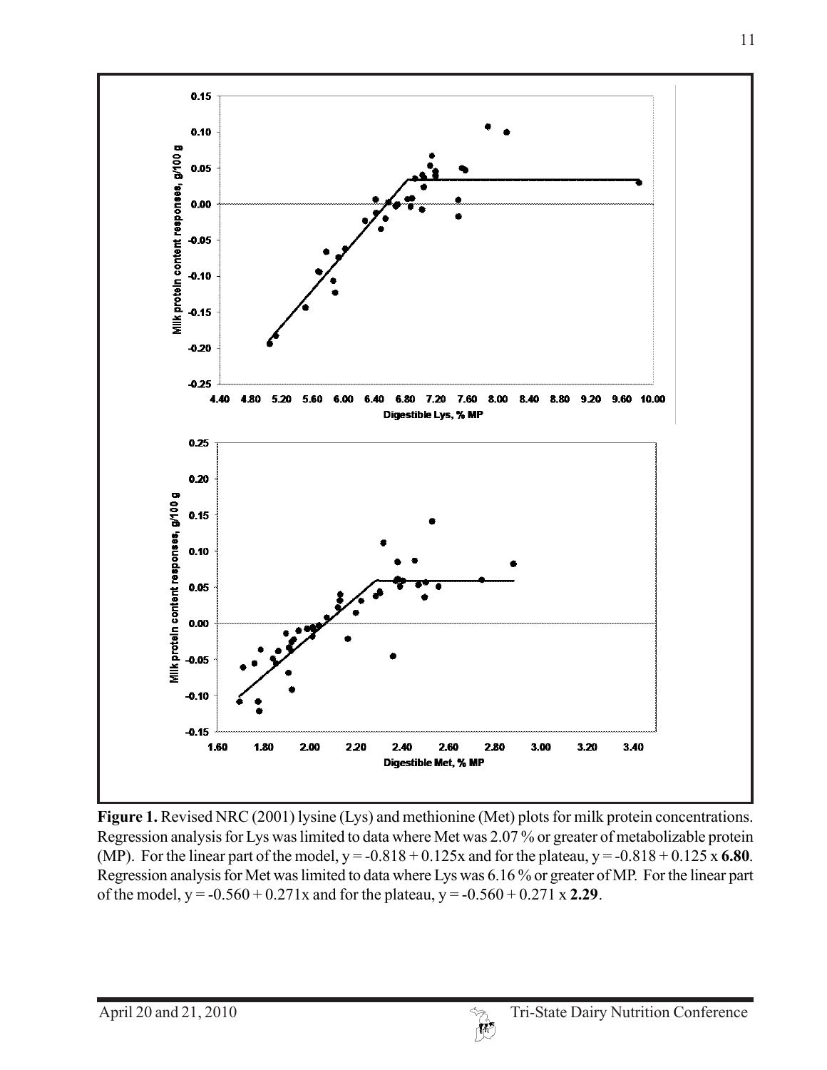**Figure 1.** Revised NRC (2001) lysine (Lys) and methionine (Met) plots for milk protein concentrations. Regression analysis for Lys was limited to data where Met was 2.07 % or greater of metabolizable protein (MP). For the linear part of the model, $y = -0.818 + 0.125x$ and for the plateau, $y = -0.818 + 0.125 \times \mathbf{6.80}$. Regression analysis for Met was limited to data where Lys was 6.16 % or greater of MP. For the linear part of the model, $y = -0.560 + 0.271x$ and for the plateau, $y = -0.560 + 0.271 \times \mathbf{2.29}$.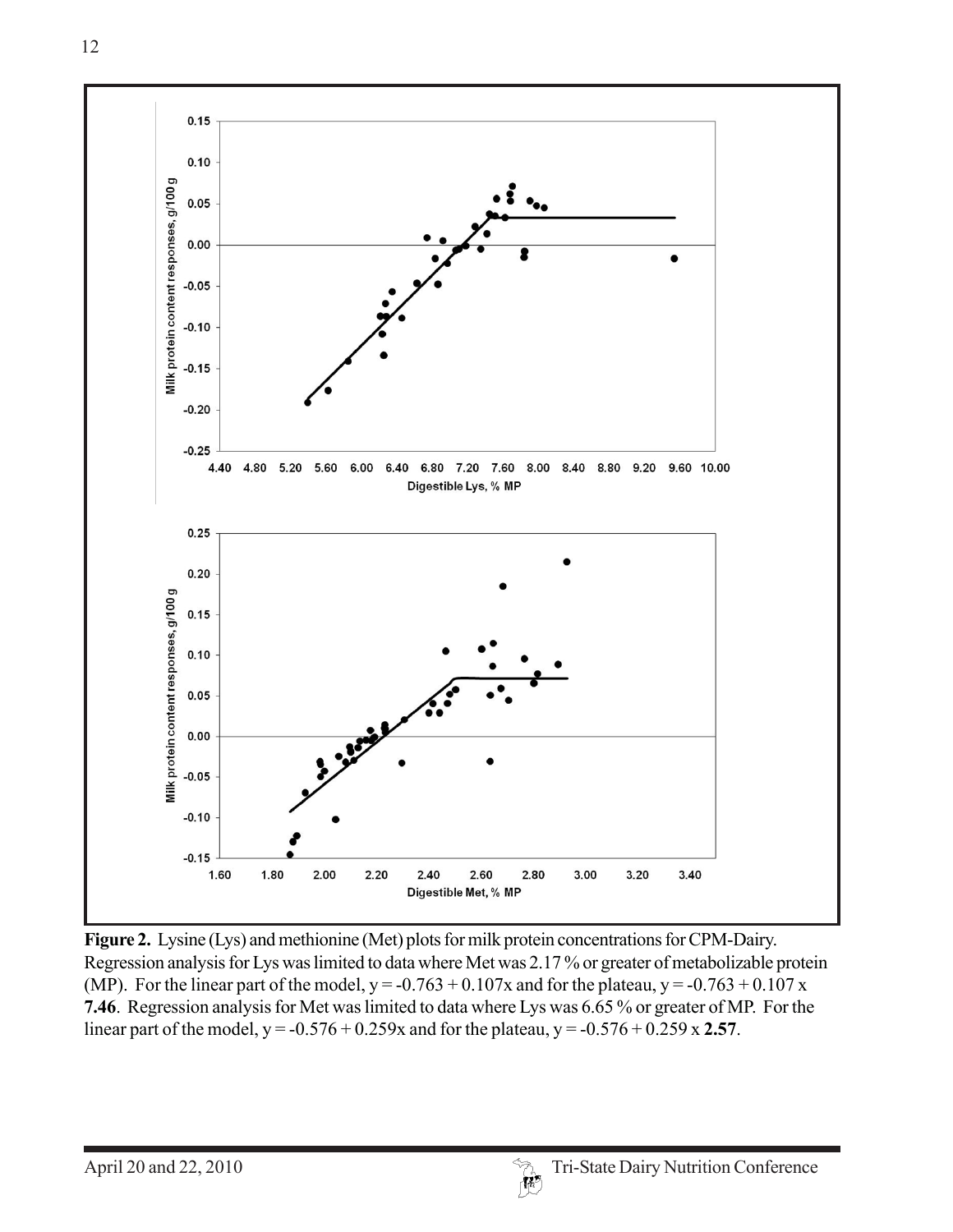**Figure 2.** Lysine (Lys) and methionine (Met) plots for milk protein concentrations for CPM-Dairy. Regression analysis for Lys was limited to data where Met was 2.17 % or greater of metabolizable protein (MP). For the linear part of the model, $y = -0.763 + 0.107x$ and for the plateau, $y = -0.763 + 0.107 \times$ **7.46**. Regression analysis for Met was limited to data where Lys was 6.65 % or greater of MP. For the linear part of the model, $y = -0.576 + 0.259x$ and for the plateau, $y = -0.576 + 0.259 \times$ **2.57**.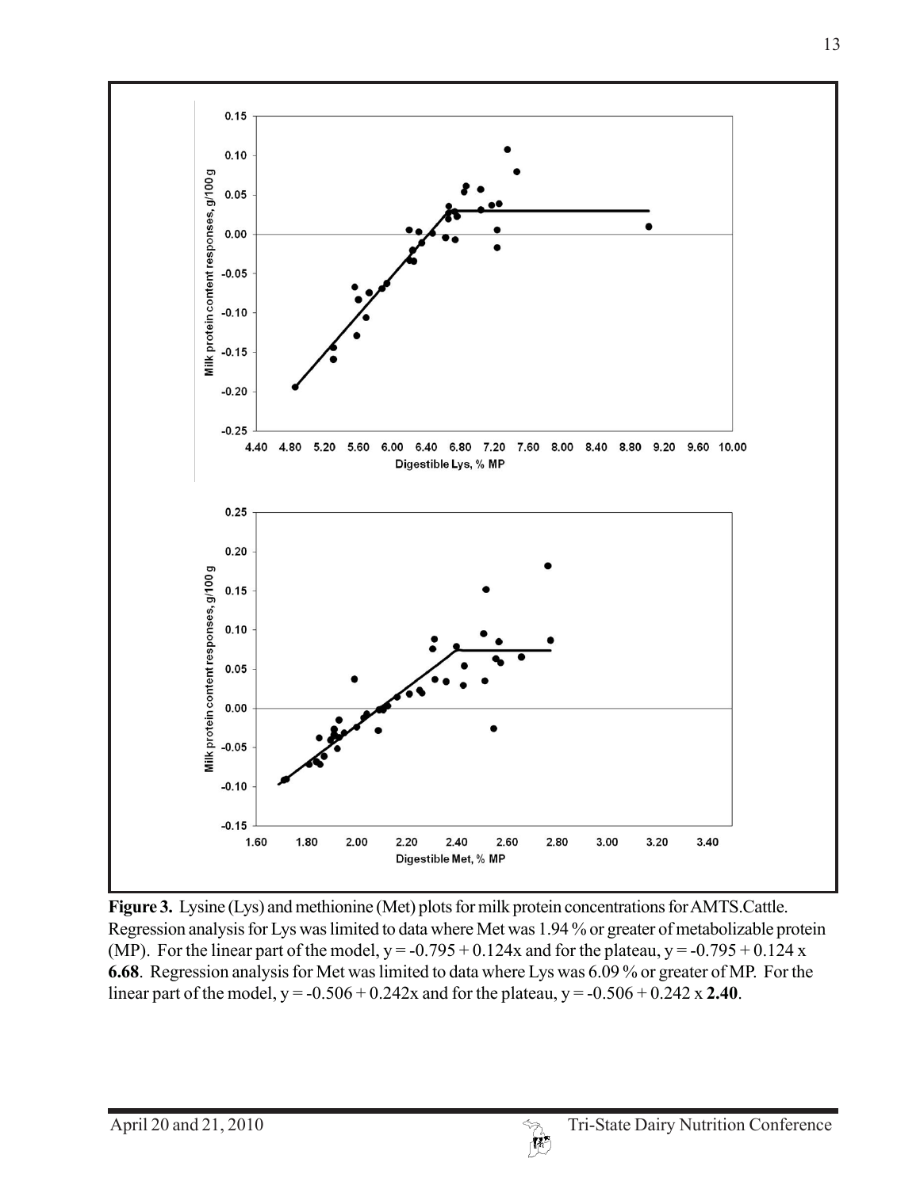0.15
0.10
0.05
0.00
-0.05
-0.10
-0.15
-0.20
-0.25

Milk protein content responses, g/100 g

4.40 4.80 5.20 5.60 6.00 6.40 6.80 7.20 7.60 8.00 8.40 8.80 9.20 9.60 10.00

Digestible Lys, % MP

0.25
0.20
0.15
0.10
0.05
0.00
-0.05
-0.10
-0.15

Milk protein content responses, g/100 g

1.60 1.80 2.00 2.20 2.40 2.60 2.80 3.00 3.20 3.40

Digestible Met, % MP

**Figure 3.** Lysine (Lys) and methionine (Met) plots for milk protein concentrations for AMTS.Cattle. Regression analysis for Lys was limited to data where Met was 1.94 % or greater of metabolizable protein (MP). For the linear part of the model, $y = -0.795 + 0.124x$ and for the plateau, $y = -0.795 + 0.124 \times$ **6.68**. Regression analysis for Met was limited to data where Lys was 6.09 % or greater of MP. For the linear part of the model, $y = -0.506 + 0.242x$ and for the plateau, $y = -0.506 + 0.242 \times$ **2.40**.